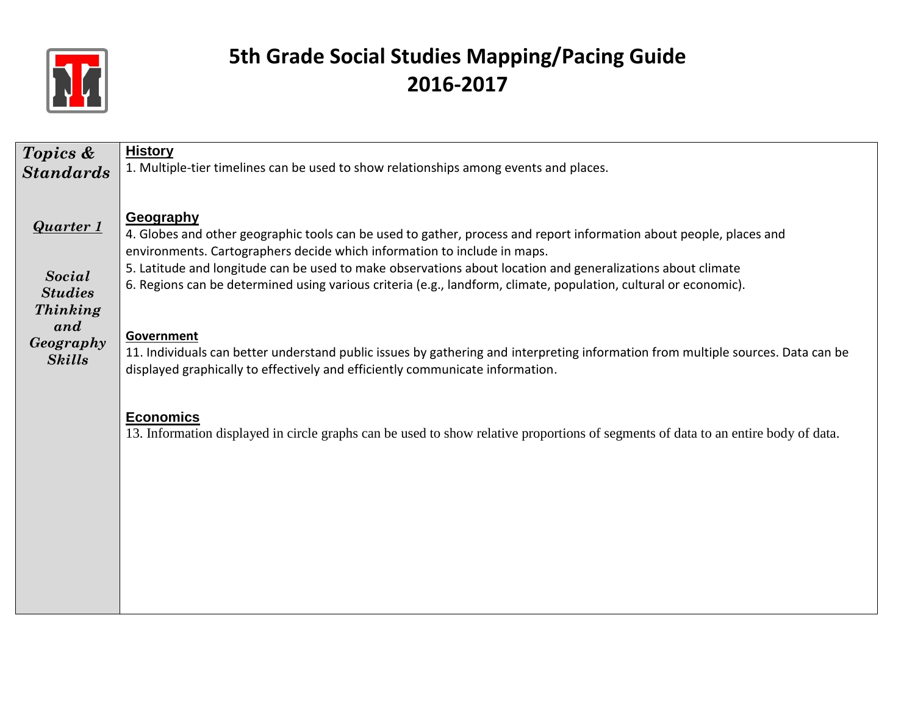# 5th Grade Social Studies Mapping/Pacing Guide
# 2016-2017

| *Topics & Standards*<br><br>***Quarter 1***<br><br>***Social Studies Thinking and Geography Skills*** | **History**<br>1. Multiple-tier timelines can be used to show relationships among events and places.<br><br>**Geography**<br>4. Globes and other geographic tools can be used to gather, process and report information about people, places and environments. Cartographers decide which information to include in maps.<br>5. Latitude and longitude can be used to make observations about location and generalizations about climate<br>6. Regions can be determined using various criteria (e.g., landform, climate, population, cultural or economic).<br><br>**Government**<br>11. Individuals can better understand public issues by gathering and interpreting information from multiple sources. Data can be displayed graphically to effectively and efficiently communicate information.<br><br>**Economics**<br>13. Information displayed in circle graphs can be used to show relative proportions of segments of data to an entire body of data. |
|---|---|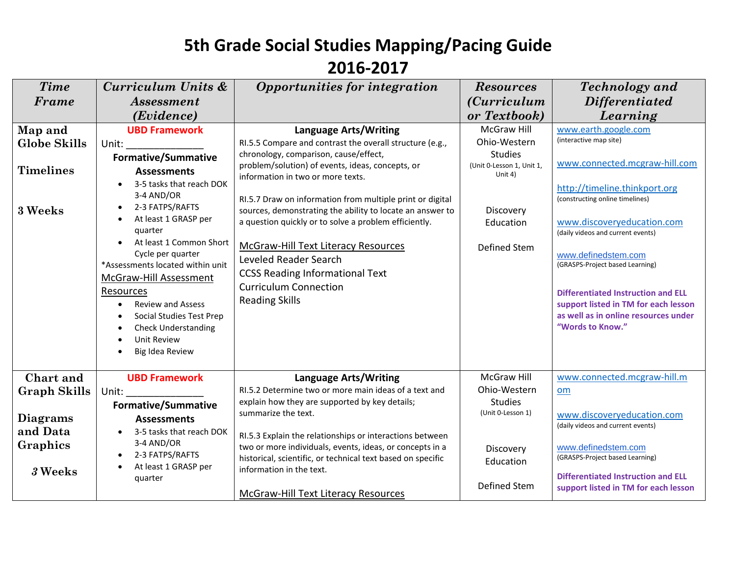# 5th Grade Social Studies Mapping/Pacing Guide
## 2016-2017

| *Time Frame* | *Curriculum Units & Assessment (Evidence)* | *Opportunities for integration* | *Resources (Curriculum or Textbook)* | *Technology and Differentiated Learning* |
|---|---|---|---|---|
| **Map and Globe Skills**<br><br>**Timelines**<br><br>**3 Weeks** | **UBD Framework**<br>Unit: _____________<br>**Formative/Summative Assessments**<br>• 3-5 tasks that reach DOK 3-4 AND/OR<br>• 2-3 FATPS/RAFTS<br>• At least 1 GRASP per quarter<br>• At least 1 Common Short Cycle per quarter<br>*Assessments located within unit<br>McGraw-Hill Assessment Resources<br>• Review and Assess<br>• Social Studies Test Prep<br>• Check Understanding<br>• Unit Review<br>• Big Idea Review | **Language Arts/Writing**<br>RI.5.5 Compare and contrast the overall structure (e.g., chronology, comparison, cause/effect, problem/solution) of events, ideas, concepts, or information in two or more texts.<br><br>RI.5.7 Draw on information from multiple print or digital sources, demonstrating the ability to locate an answer to a question quickly or to solve a problem efficiently.<br><br>McGraw-Hill Text Literacy Resources<br>Leveled Reader Search<br>CCSS Reading Informational Text<br>Curriculum Connection<br>Reading Skills | McGraw Hill Ohio-Western Studies<br>(Unit 0-Lesson 1, Unit 1, Unit 4)<br><br>Discovery Education<br><br>Defined Stem | www.earth.google.com<br>(interactive map site)<br><br>www.connected.mcgraw-hill.com<br><br>http://timeline.thinkport.org<br>(constructing online timelines)<br><br>www.discoveryeducation.com<br>(daily videos and current events)<br><br>www.definedstem.com<br>(GRASPS-Project based Learning)<br><br>**Differentiated Instruction and ELL support listed in TM for each lesson as well as in online resources under "Words to Know."** |
| **Chart and Graph Skills**<br><br>**Diagrams and Data Graphics**<br><br>***3* Weeks** | **UBD Framework**<br>Unit: _____________<br>**Formative/Summative Assessments**<br>• 3-5 tasks that reach DOK 3-4 AND/OR<br>• 2-3 FATPS/RAFTS<br>• At least 1 GRASP per quarter | **Language Arts/Writing**<br>RI.5.2 Determine two or more main ideas of a text and explain how they are supported by key details; summarize the text.<br><br>RI.5.3 Explain the relationships or interactions between two or more individuals, events, ideas, or concepts in a historical, scientific, or technical text based on specific information in the text.<br><br>McGraw-Hill Text Literacy Resources | McGraw Hill Ohio-Western Studies<br>(Unit 0-Lesson 1)<br><br>Discovery Education<br><br>Defined Stem | www.connected.mcgraw-hill.com<br><br>www.discoveryeducation.com<br>(daily videos and current events)<br><br>www.definedstem.com<br>(GRASPS-Project based Learning)<br><br>**Differentiated Instruction and ELL support listed in TM for each lesson** |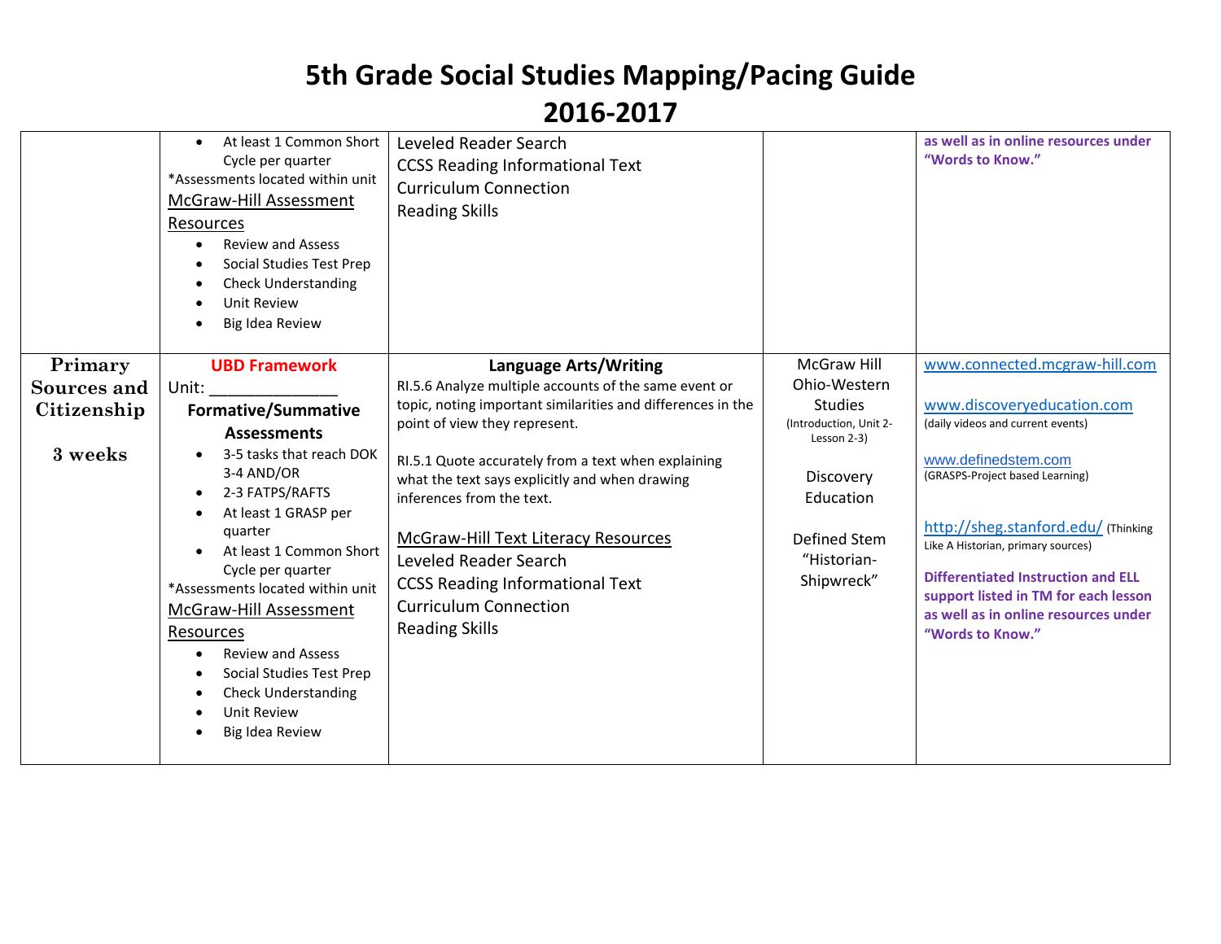# 5th Grade Social Studies Mapping/Pacing Guide
# 2016-2017

| | | | | |
|---|---|---|---|---|
| | • At least 1 Common Short Cycle per quarter<br>*Assessments located within unit<br>McGraw-Hill Assessment Resources<br>• Review and Assess<br>• Social Studies Test Prep<br>• Check Understanding<br>• Unit Review<br>• Big Idea Review | Leveled Reader Search<br>CCSS Reading Informational Text<br>Curriculum Connection<br>Reading Skills | | **as well as in online resources under "Words to Know."** |
| **Primary Sources and Citizenship**<br><br>**3 weeks** | **UBD Framework**<br>Unit: ______________<br>**Formative/Summative Assessments**<br>• 3-5 tasks that reach DOK 3-4 AND/OR<br>• 2-3 FATPS/RAFTS<br>• At least 1 GRASP per quarter<br>• At least 1 Common Short Cycle per quarter<br>*Assessments located within unit<br>McGraw-Hill Assessment Resources<br>• Review and Assess<br>• Social Studies Test Prep<br>• Check Understanding<br>• Unit Review<br>• Big Idea Review | **Language Arts/Writing**<br>RI.5.6 Analyze multiple accounts of the same event or topic, noting important similarities and differences in the point of view they represent.<br><br>RI.5.1 Quote accurately from a text when explaining what the text says explicitly and when drawing inferences from the text.<br><br>McGraw-Hill Text Literacy Resources<br>Leveled Reader Search<br>CCSS Reading Informational Text<br>Curriculum Connection<br>Reading Skills | McGraw Hill Ohio-Western Studies (Introduction, Unit 2-Lesson 2-3)<br><br>Discovery Education<br><br>Defined Stem "Historian-Shipwreck" | www.connected.mcgraw-hill.com<br><br>www.discoveryeducation.com (daily videos and current events)<br><br>www.definedstem.com (GRASPS-Project based Learning)<br><br>http://sheg.stanford.edu/ (Thinking Like A Historian, primary sources)<br><br>**Differentiated Instruction and ELL support listed in TM for each lesson as well as in online resources under "Words to Know."** |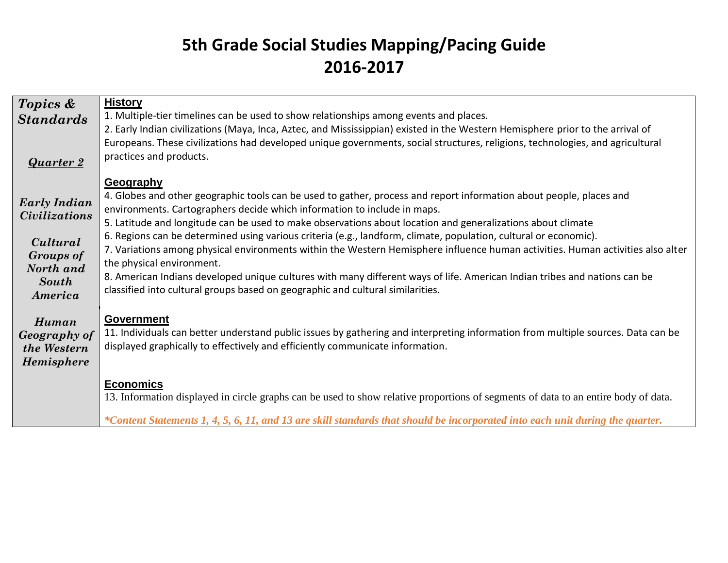# 5th Grade Social Studies Mapping/Pacing Guide
# 2016-2017

| ***Topics & Standards*** <br><br> ***Quarter 2*** <br><br> ***Early Indian Civilizations*** <br><br> ***Cultural Groups of North and South America*** <br><br> ***Human Geography of the Western Hemisphere*** | **History** <br> 1. Multiple-tier timelines can be used to show relationships among events and places. <br> 2. Early Indian civilizations (Maya, Inca, Aztec, and Mississippian) existed in the Western Hemisphere prior to the arrival of Europeans. These civilizations had developed unique governments, social structures, religions, technologies, and agricultural practices and products. <br><br> **Geography** <br> 4. Globes and other geographic tools can be used to gather, process and report information about people, places and environments. Cartographers decide which information to include in maps. <br> 5. Latitude and longitude can be used to make observations about location and generalizations about climate <br> 6. Regions can be determined using various criteria (e.g., landform, climate, population, cultural or economic). <br> 7. Variations among physical environments within the Western Hemisphere influence human activities. Human activities also alter the physical environment. <br> 8. American Indians developed unique cultures with many different ways of life. American Indian tribes and nations can be classified into cultural groups based on geographic and cultural similarities. <br><br> **Government** <br> 11. Individuals can better understand public issues by gathering and interpreting information from multiple sources. Data can be displayed graphically to effectively and efficiently communicate information. <br><br> **Economics** <br> 13. Information displayed in circle graphs can be used to show relative proportions of segments of data to an entire body of data. <br><br> ***\*Content Statements 1, 4, 5, 6, 11, and 13 are skill standards that should be incorporated into each unit during the quarter.*** |
|---|---|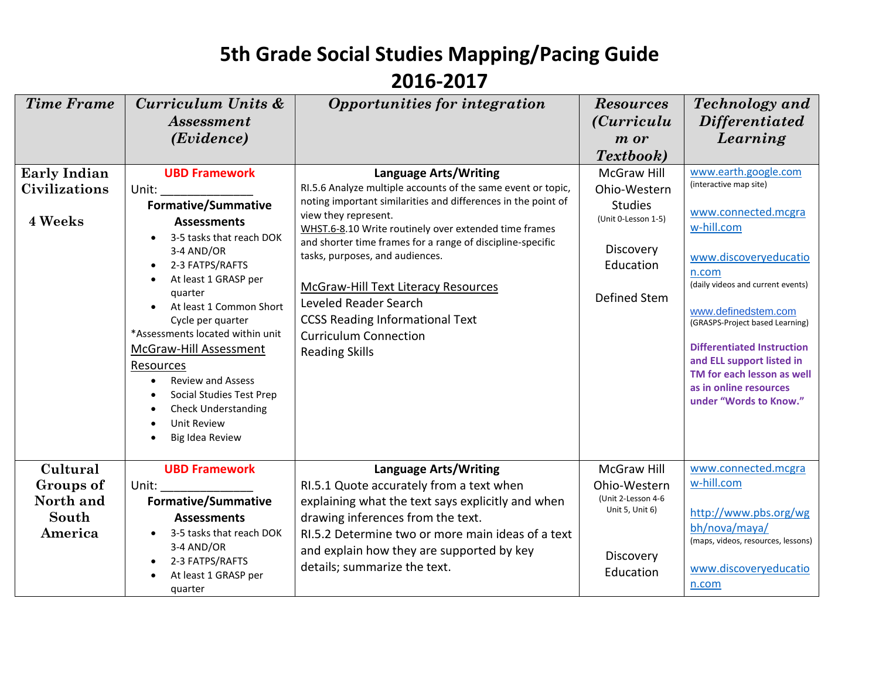# 5th Grade Social Studies Mapping/Pacing Guide
## 2016-2017

| *Time Frame* | *Curriculum Units & Assessment (Evidence)* | *Opportunities for integration* | *Resources (Curriculum or Textbook)* | *Technology and Differentiated Learning* |
|---|---|---|---|---|
| **Early Indian Civilizations**<br><br>**4 Weeks** | **UBD Framework**<br>Unit: _____________<br>**Formative/Summative Assessments**<br>• 3-5 tasks that reach DOK 3-4 AND/OR<br>• 2-3 FATPS/RAFTS<br>• At least 1 GRASP per quarter<br>• At least 1 Common Short Cycle per quarter<br>*Assessments located within unit<br>McGraw-Hill Assessment Resources<br>• Review and Assess<br>• Social Studies Test Prep<br>• Check Understanding<br>• Unit Review<br>• Big Idea Review | **Language Arts/Writing**<br>RI.5.6 Analyze multiple accounts of the same event or topic, noting important similarities and differences in the point of view they represent.<br>WHST.6-8.10 Write routinely over extended time frames and shorter time frames for a range of discipline-specific tasks, purposes, and audiences.<br><br>McGraw-Hill Text Literacy Resources<br>Leveled Reader Search<br>CCSS Reading Informational Text<br>Curriculum Connection<br>Reading Skills | McGraw Hill Ohio-Western Studies<br>(Unit 0-Lesson 1-5)<br><br>Discovery Education<br><br>Defined Stem | www.earth.google.com<br>(interactive map site)<br><br>www.connected.mcgraw-hill.com<br><br>www.discoveryeducation.com<br>(daily videos and current events)<br><br>www.definedstem.com<br>(GRASPS-Project based Learning)<br><br>**Differentiated Instruction and ELL support listed in TM for each lesson as well as in online resources under "Words to Know."** |
| **Cultural Groups of North and South America** | **UBD Framework**<br>Unit: _____________<br>**Formative/Summative Assessments**<br>• 3-5 tasks that reach DOK 3-4 AND/OR<br>• 2-3 FATPS/RAFTS<br>• At least 1 GRASP per quarter | **Language Arts/Writing**<br>RI.5.1 Quote accurately from a text when explaining what the text says explicitly and when drawing inferences from the text.<br>RI.5.2 Determine two or more main ideas of a text and explain how they are supported by key details; summarize the text. | McGraw Hill Ohio-Western<br>(Unit 2-Lesson 4-6 Unit 5, Unit 6)<br><br>Discovery Education | www.connected.mcgraw-hill.com<br><br>http://www.pbs.org/wgbh/nova/maya/<br>(maps, videos, resources, lessons)<br><br>www.discoveryeducation.com |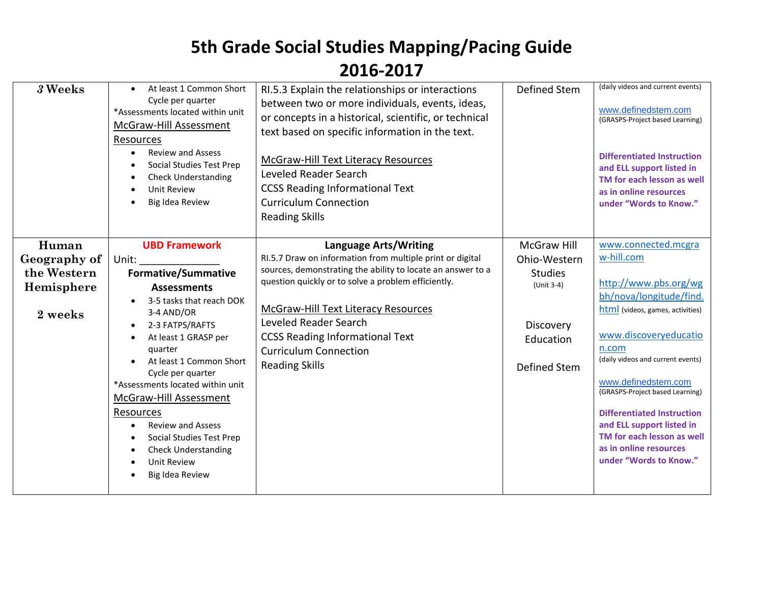# 5th Grade Social Studies Mapping/Pacing Guide
# 2016-2017

| | | | | |
|---|---|---|---|---|
| ***3* Weeks** | • At least 1 Common Short Cycle per quarter<br>*Assessments located within unit<br>McGraw-Hill Assessment Resources<br>• Review and Assess<br>• Social Studies Test Prep<br>• Check Understanding<br>• Unit Review<br>• Big Idea Review | RI.5.3 Explain the relationships or interactions between two or more individuals, events, ideas, or concepts in a historical, scientific, or technical text based on specific information in the text.<br><br>McGraw-Hill Text Literacy Resources<br>Leveled Reader Search<br>CCSS Reading Informational Text<br>Curriculum Connection<br>Reading Skills | Defined Stem | (daily videos and current events)<br><br>www.definedstem.com (GRASPS-Project based Learning)<br><br>**Differentiated Instruction and ELL support listed in TM for each lesson as well as in online resources under "Words to Know."** |
| **Human Geography of the Western Hemisphere**<br><br>**2 weeks** | **UBD Framework**<br>Unit: ______________<br>**Formative/Summative Assessments**<br>• 3-5 tasks that reach DOK 3-4 AND/OR<br>• 2-3 FATPS/RAFTS<br>• At least 1 GRASP per quarter<br>• At least 1 Common Short Cycle per quarter<br>*Assessments located within unit<br>McGraw-Hill Assessment Resources<br>• Review and Assess<br>• Social Studies Test Prep<br>• Check Understanding<br>• Unit Review<br>• Big Idea Review | **Language Arts/Writing**<br>RI.5.7 Draw on information from multiple print or digital sources, demonstrating the ability to locate an answer to a question quickly or to solve a problem efficiently.<br><br>McGraw-Hill Text Literacy Resources<br>Leveled Reader Search<br>CCSS Reading Informational Text<br>Curriculum Connection<br>Reading Skills | McGraw Hill Ohio-Western Studies (Unit 3-4)<br><br>Discovery Education<br><br>Defined Stem | www.connected.mcgraw-hill.com<br><br>http://www.pbs.org/wgbh/nova/longitude/find.html (videos, games, activities)<br><br>www.discoveryeducation.com (daily videos and current events)<br><br>www.definedstem.com (GRASPS-Project based Learning)<br><br>**Differentiated Instruction and ELL support listed in TM for each lesson as well as in online resources under "Words to Know."** |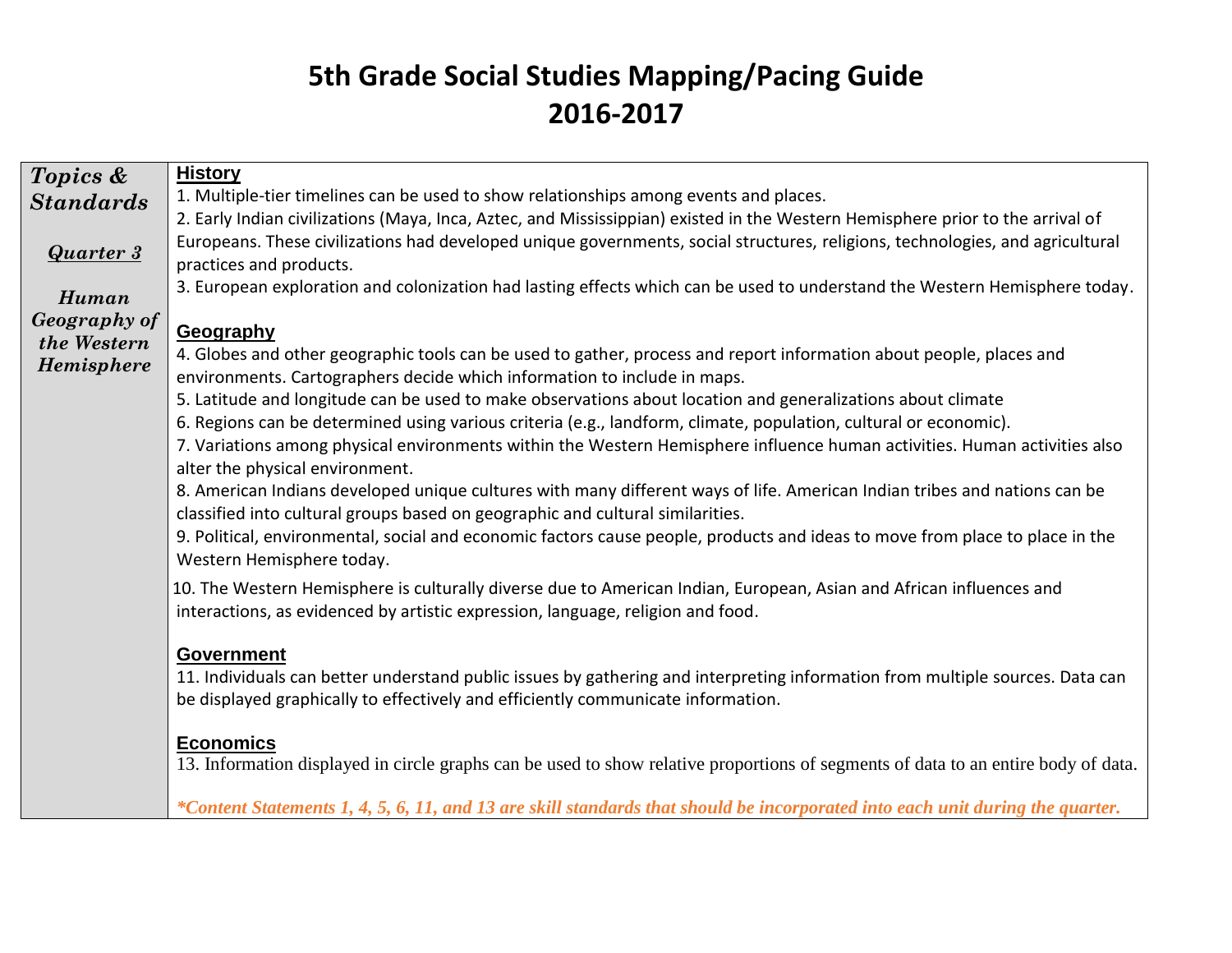# 5th Grade Social Studies Mapping/Pacing Guide
# 2016-2017

| ***Topics & Standards*** <br><br> ***Quarter 3*** <br><br> ***Human Geography of the Western Hemisphere*** | **History** <br> 1. Multiple-tier timelines can be used to show relationships among events and places. <br> 2. Early Indian civilizations (Maya, Inca, Aztec, and Mississippian) existed in the Western Hemisphere prior to the arrival of Europeans. These civilizations had developed unique governments, social structures, religions, technologies, and agricultural practices and products. <br> 3. European exploration and colonization had lasting effects which can be used to understand the Western Hemisphere today. <br><br> **Geography** <br> 4. Globes and other geographic tools can be used to gather, process and report information about people, places and environments. Cartographers decide which information to include in maps. <br> 5. Latitude and longitude can be used to make observations about location and generalizations about climate <br> 6. Regions can be determined using various criteria (e.g., landform, climate, population, cultural or economic). <br> 7. Variations among physical environments within the Western Hemisphere influence human activities. Human activities also alter the physical environment. <br> 8. American Indians developed unique cultures with many different ways of life. American Indian tribes and nations can be classified into cultural groups based on geographic and cultural similarities. <br> 9. Political, environmental, social and economic factors cause people, products and ideas to move from place to place in the Western Hemisphere today. <br> 10. The Western Hemisphere is culturally diverse due to American Indian, European, Asian and African influences and interactions, as evidenced by artistic expression, language, religion and food. <br><br> **Government** <br> 11. Individuals can better understand public issues by gathering and interpreting information from multiple sources. Data can be displayed graphically to effectively and efficiently communicate information. <br><br> **Economics** <br> 13. Information displayed in circle graphs can be used to show relative proportions of segments of data to an entire body of data. <br><br> ***\*Content Statements 1, 4, 5, 6, 11, and 13 are skill standards that should be incorporated into each unit during the quarter.*** |
|---|---|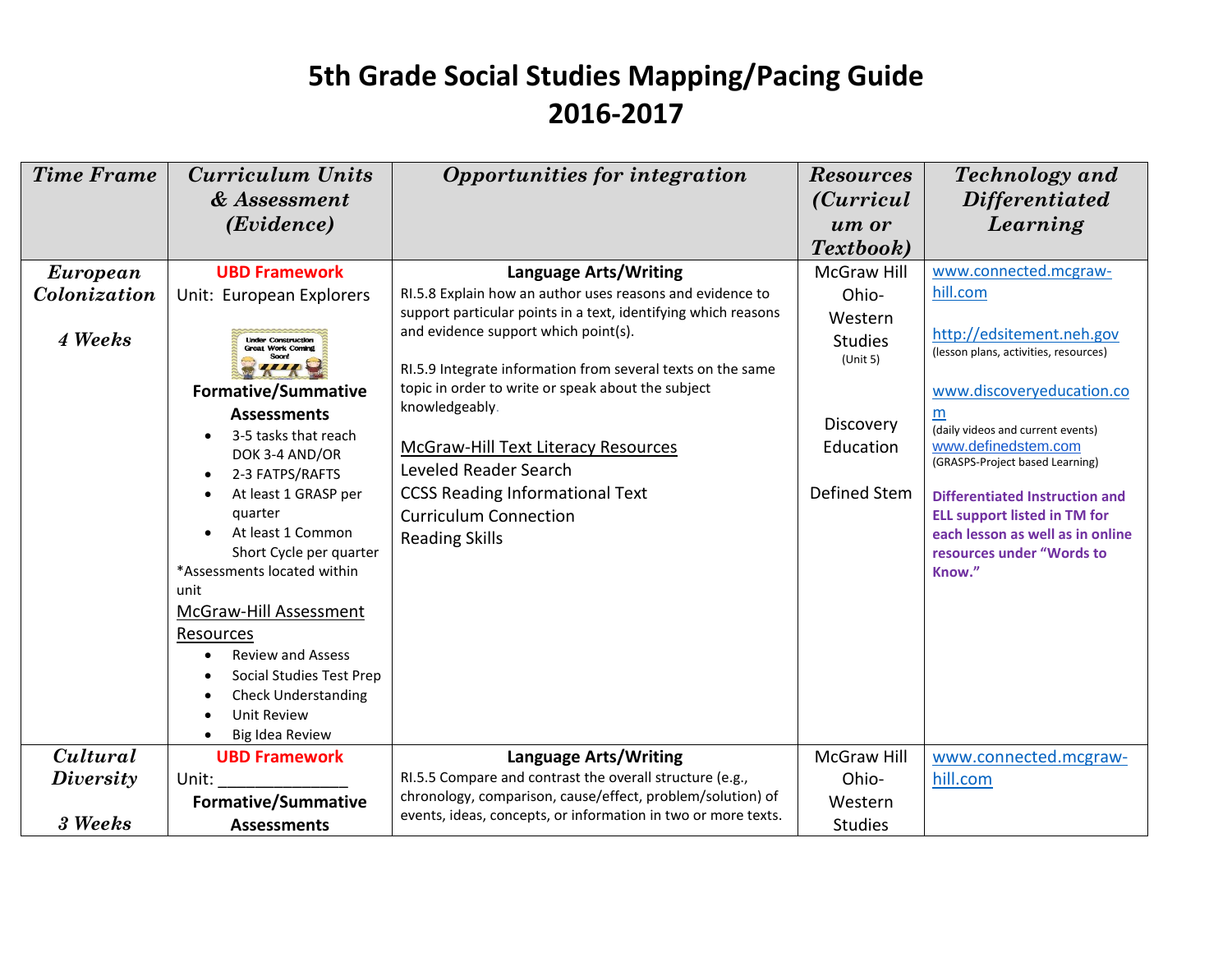# 5th Grade Social Studies Mapping/Pacing Guide 2016-2017

| *Time Frame* | *Curriculum Units & Assessment (Evidence)* | *Opportunities for integration* | *Resources (Curriculum or Textbook)* | *Technology and Differentiated Learning* |
|---|---|---|---|---|
| ***European Colonization***<br><br>***4 Weeks*** | **UBD Framework**<br>Unit: European Explorers<br>Under Construction Great Work Coming Soon!<br>**Formative/Summative Assessments**<br>• 3-5 tasks that reach DOK 3-4 AND/OR<br>• 2-3 FATPS/RAFTS<br>• At least 1 GRASP per quarter<br>• At least 1 Common Short Cycle per quarter<br>*Assessments located within unit<br>McGraw-Hill Assessment Resources<br>• Review and Assess<br>• Social Studies Test Prep<br>• Check Understanding<br>• Unit Review<br>• Big Idea Review | **Language Arts/Writing**<br>RI.5.8 Explain how an author uses reasons and evidence to support particular points in a text, identifying which reasons and evidence support which point(s).<br><br>RI.5.9 Integrate information from several texts on the same topic in order to write or speak about the subject knowledgeably.<br><br>McGraw-Hill Text Literacy Resources<br>Leveled Reader Search<br>CCSS Reading Informational Text<br>Curriculum Connection<br>Reading Skills | McGraw Hill Ohio-Western Studies (Unit 5)<br><br>Discovery Education<br><br>Defined Stem | www.connected.mcgraw-hill.com<br><br>http://edsitement.neh.gov (lesson plans, activities, resources)<br><br>www.discoveryeducation.com (daily videos and current events)<br>www.definedstem.com (GRASPS-Project based Learning)<br><br>**Differentiated Instruction and ELL support listed in TM for each lesson as well as in online resources under "Words to Know."** |
| ***Cultural Diversity***<br><br>***3 Weeks*** | **UBD Framework**<br>Unit: _______________<br>**Formative/Summative Assessments** | **Language Arts/Writing**<br>RI.5.5 Compare and contrast the overall structure (e.g., chronology, comparison, cause/effect, problem/solution) of events, ideas, concepts, or information in two or more texts. | McGraw Hill Ohio-Western Studies | www.connected.mcgraw-hill.com |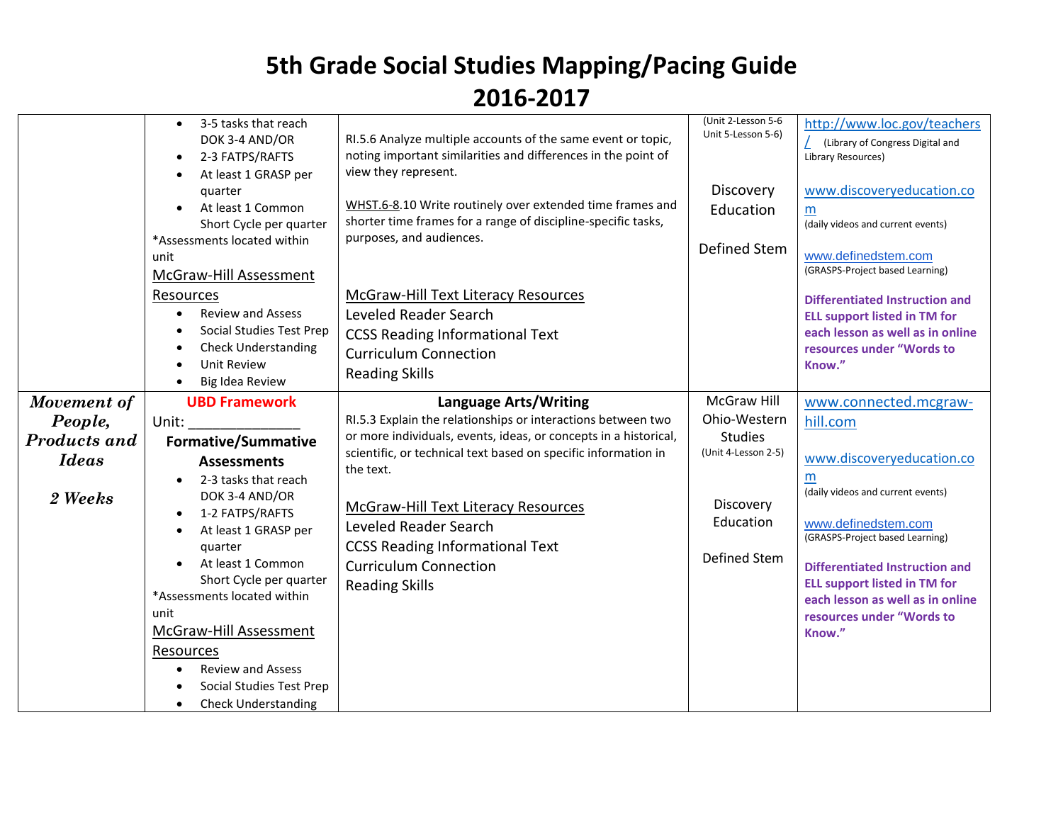# 5th Grade Social Studies Mapping/Pacing Guide 2016-2017

| | | | | |
|---|---|---|---|---|
| | • 3-5 tasks that reach DOK 3-4 AND/OR<br>• 2-3 FATPS/RAFTS<br>• At least 1 GRASP per quarter<br>• At least 1 Common Short Cycle per quarter<br>*Assessments located within unit<br>McGraw-Hill Assessment Resources<br>• Review and Assess<br>• Social Studies Test Prep<br>• Check Understanding<br>• Unit Review<br>• Big Idea Review | RI.5.6 Analyze multiple accounts of the same event or topic, noting important similarities and differences in the point of view they represent.<br><br>WHST.6-8.10 Write routinely over extended time frames and shorter time frames for a range of discipline-specific tasks, purposes, and audiences.<br><br>McGraw-Hill Text Literacy Resources<br>Leveled Reader Search<br>CCSS Reading Informational Text<br>Curriculum Connection<br>Reading Skills | (Unit 2-Lesson 5-6 Unit 5-Lesson 5-6)<br><br>Discovery Education<br><br>Defined Stem | http://www.loc.gov/teachers/ (Library of Congress Digital and Library Resources)<br><br>www.discoveryeducation.com (daily videos and current events)<br><br>www.definedstem.com (GRASPS-Project based Learning)<br><br>**Differentiated Instruction and ELL support listed in TM for each lesson as well as in online resources under "Words to Know."** |
| ***Movement of People, Products and Ideas***<br><br>***2 Weeks*** | **UBD Framework**<br>Unit: ______________<br>**Formative/Summative Assessments**<br>• 2-3 tasks that reach DOK 3-4 AND/OR<br>• 1-2 FATPS/RAFTS<br>• At least 1 GRASP per quarter<br>• At least 1 Common Short Cycle per quarter<br>*Assessments located within unit<br>McGraw-Hill Assessment Resources<br>• Review and Assess<br>• Social Studies Test Prep<br>• Check Understanding | **Language Arts/Writing**<br>RI.5.3 Explain the relationships or interactions between two or more individuals, events, ideas, or concepts in a historical, scientific, or technical text based on specific information in the text.<br><br>McGraw-Hill Text Literacy Resources<br>Leveled Reader Search<br>CCSS Reading Informational Text<br>Curriculum Connection<br>Reading Skills | McGraw Hill Ohio-Western Studies (Unit 4-Lesson 2-5)<br><br>Discovery Education<br><br>Defined Stem | www.connected.mcgraw-hill.com<br><br>www.discoveryeducation.com (daily videos and current events)<br><br>www.definedstem.com (GRASPS-Project based Learning)<br><br>**Differentiated Instruction and ELL support listed in TM for each lesson as well as in online resources under "Words to Know."** |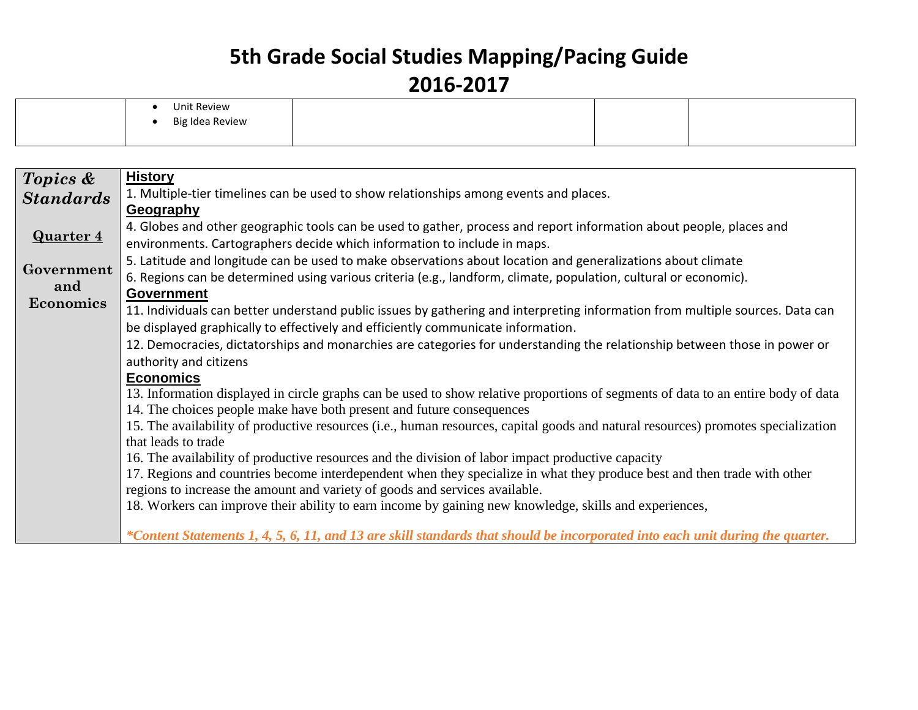# 5th Grade Social Studies Mapping/Pacing Guide
# 2016-2017

| | | | | |
|---|---|---|---|---|
| | • Unit Review<br>• Big Idea Review | | | |

| | |
|---|---|
| ***Topics & Standards***<br><br>**Quarter 4**<br><br>**Government and Economics** | **History**<br>1. Multiple-tier timelines can be used to show relationships among events and places.<br>**Geography**<br>4. Globes and other geographic tools can be used to gather, process and report information about people, places and environments. Cartographers decide which information to include in maps.<br>5. Latitude and longitude can be used to make observations about location and generalizations about climate<br>6. Regions can be determined using various criteria (e.g., landform, climate, population, cultural or economic).<br>**Government**<br>11. Individuals can better understand public issues by gathering and interpreting information from multiple sources. Data can be displayed graphically to effectively and efficiently communicate information.<br>12. Democracies, dictatorships and monarchies are categories for understanding the relationship between those in power or authority and citizens<br>**Economics**<br>13. Information displayed in circle graphs can be used to show relative proportions of segments of data to an entire body of data<br>14. The choices people make have both present and future consequences<br>15. The availability of productive resources (i.e., human resources, capital goods and natural resources) promotes specialization that leads to trade<br>16. The availability of productive resources and the division of labor impact productive capacity<br>17. Regions and countries become interdependent when they specialize in what they produce best and then trade with other regions to increase the amount and variety of goods and services available.<br>18. Workers can improve their ability to earn income by gaining new knowledge, skills and experiences,<br><br>***\*Content Statements 1, 4, 5, 6, 11, and 13 are skill standards that should be incorporated into each unit during the quarter.*** |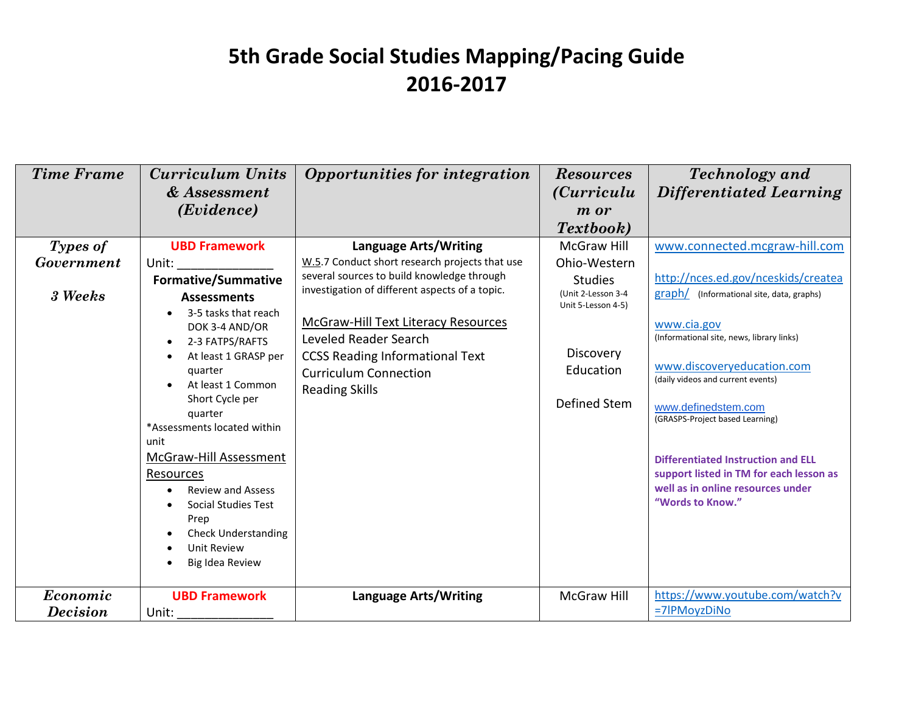# 5th Grade Social Studies Mapping/Pacing Guide 2016-2017

| *Time Frame* | *Curriculum Units & Assessment (Evidence)* | *Opportunities for integration* | *Resources (Curriculum or Textbook)* | *Technology and Differentiated Learning* |
|---|---|---|---|---|
| ***Types of Government***<br><br>***3 Weeks*** | **UBD Framework**<br>Unit: ______________<br>**Formative/Summative Assessments**<br>• 3-5 tasks that reach DOK 3-4 AND/OR<br>• 2-3 FATPS/RAFTS<br>• At least 1 GRASP per quarter<br>• At least 1 Common Short Cycle per quarter<br>*Assessments located within unit<br>McGraw-Hill Assessment Resources<br>• Review and Assess<br>• Social Studies Test Prep<br>• Check Understanding<br>• Unit Review<br>• Big Idea Review | **Language Arts/Writing**<br>W.5.7 Conduct short research projects that use several sources to build knowledge through investigation of different aspects of a topic.<br><br>McGraw-Hill Text Literacy Resources<br>Leveled Reader Search<br>CCSS Reading Informational Text<br>Curriculum Connection<br>Reading Skills | McGraw Hill Ohio-Western Studies<br>(Unit 2-Lesson 3-4<br>Unit 5-Lesson 4-5)<br><br>Discovery Education<br><br>Defined Stem | www.connected.mcgraw-hill.com<br><br>http://nces.ed.gov/nceskids/createagraph/ (Informational site, data, graphs)<br><br>www.cia.gov<br>(Informational site, news, library links)<br><br>www.discoveryeducation.com<br>(daily videos and current events)<br><br>www.definedstem.com<br>(GRASPS-Project based Learning)<br><br>**Differentiated Instruction and ELL support listed in TM for each lesson as well as in online resources under "Words to Know."** |
| ***Economic Decision*** | **UBD Framework**<br>Unit: ______________ | **Language Arts/Writing** | McGraw Hill | https://www.youtube.com/watch?v=7lPMoyzDiNo |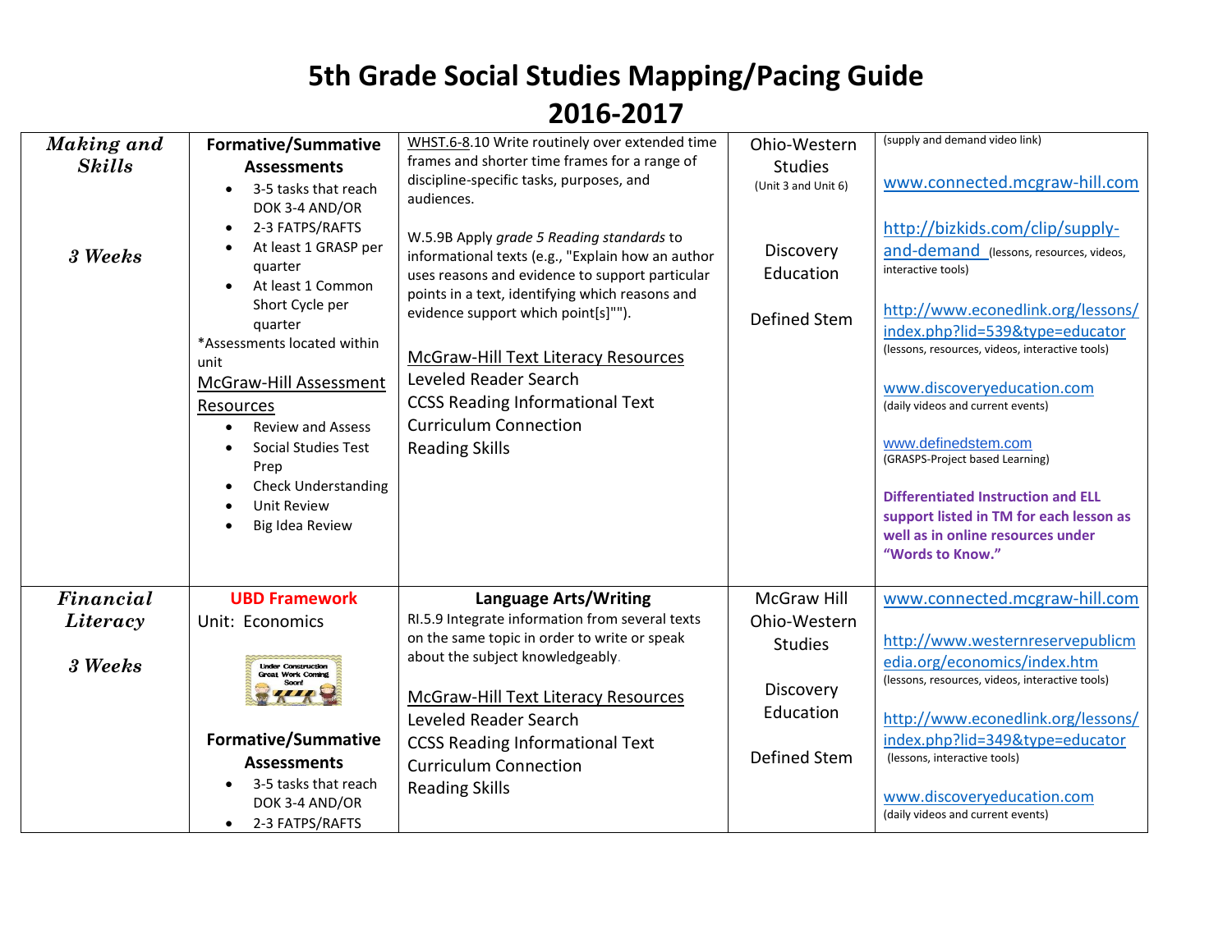# 5th Grade Social Studies Mapping/Pacing Guide 2016-2017

| | | | | |
|---|---|---|---|---|
| ***Making and Skills*** <br><br> ***3 Weeks*** | **Formative/Summative Assessments** <br> • 3-5 tasks that reach DOK 3-4 AND/OR <br> • 2-3 FATPS/RAFTS <br> • At least 1 GRASP per quarter <br> • At least 1 Common Short Cycle per quarter <br> *Assessments located within unit <br> McGraw-Hill Assessment Resources <br> • Review and Assess <br> • Social Studies Test Prep <br> • Check Understanding <br> • Unit Review <br> • Big Idea Review | WHST.6-8.10 Write routinely over extended time frames and shorter time frames for a range of discipline-specific tasks, purposes, and audiences. <br><br> W.5.9B Apply *grade 5 Reading standards* to informational texts (e.g., "Explain how an author uses reasons and evidence to support particular points in a text, identifying which reasons and evidence support which point[s]""). <br><br> McGraw-Hill Text Literacy Resources <br> Leveled Reader Search <br> CCSS Reading Informational Text <br> Curriculum Connection <br> Reading Skills | Ohio-Western Studies <br> (Unit 3 and Unit 6) <br><br> Discovery Education <br><br> Defined Stem | (supply and demand video link) <br><br> www.connected.mcgraw-hill.com <br><br> http://bizkids.com/clip/supply-and-demand (lessons, resources, videos, interactive tools) <br><br> http://www.econedlink.org/lessons/index.php?lid=539&type=educator (lessons, resources, videos, interactive tools) <br><br> www.discoveryeducation.com (daily videos and current events) <br><br> www.definedstem.com (GRASPS-Project based Learning) <br><br> **Differentiated Instruction and ELL support listed in TM for each lesson as well as in online resources under "Words to Know."** |
| ***Financial Literacy*** <br><br> ***3 Weeks*** | **UBD Framework** <br> Unit: Economics <br><br> Under Construction Great Work Coming Soon! <br><br> **Formative/Summative Assessments** <br> • 3-5 tasks that reach DOK 3-4 AND/OR <br> • 2-3 FATPS/RAFTS | **Language Arts/Writing** <br> RI.5.9 Integrate information from several texts on the same topic in order to write or speak about the subject knowledgeably. <br><br> McGraw-Hill Text Literacy Resources <br> Leveled Reader Search <br> CCSS Reading Informational Text <br> Curriculum Connection <br> Reading Skills | McGraw Hill Ohio-Western Studies <br><br> Discovery Education <br><br> Defined Stem | www.connected.mcgraw-hill.com <br><br> http://www.westernreservepublicmedia.org/economics/index.htm (lessons, resources, videos, interactive tools) <br><br> http://www.econedlink.org/lessons/index.php?lid=349&type=educator (lessons, interactive tools) <br><br> www.discoveryeducation.com (daily videos and current events) |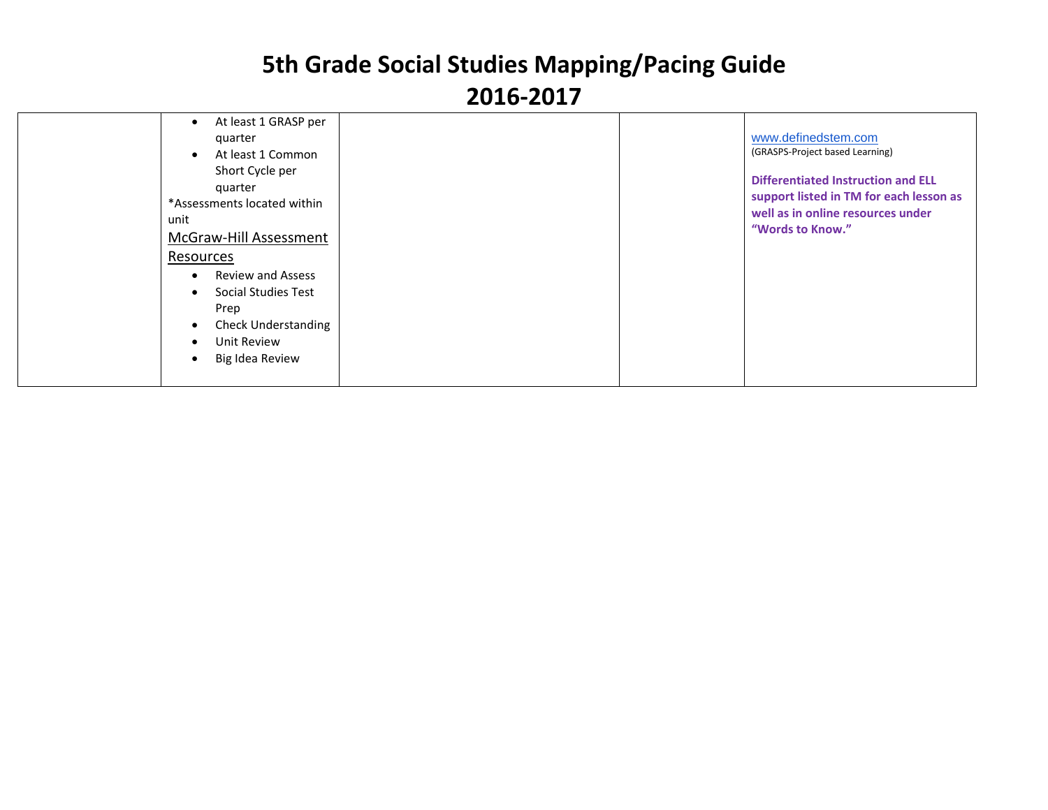# 5th Grade Social Studies Mapping/Pacing Guide
# 2016-2017

| | | | | |
|---|---|---|---|---|
| | <ul><li>At least 1 GRASP per quarter</li><li>At least 1 Common Short Cycle per quarter</li></ul>*Assessments located within unit<br><u>McGraw-Hill Assessment Resources</u><ul><li>Review and Assess</li><li>Social Studies Test Prep</li><li>Check Understanding</li><li>Unit Review</li><li>Big Idea Review</li></ul> | | | www.definedstem.com<br>(GRASPS-Project based Learning)<br><br>**Differentiated Instruction and ELL support listed in TM for each lesson as well as in online resources under "Words to Know."** |